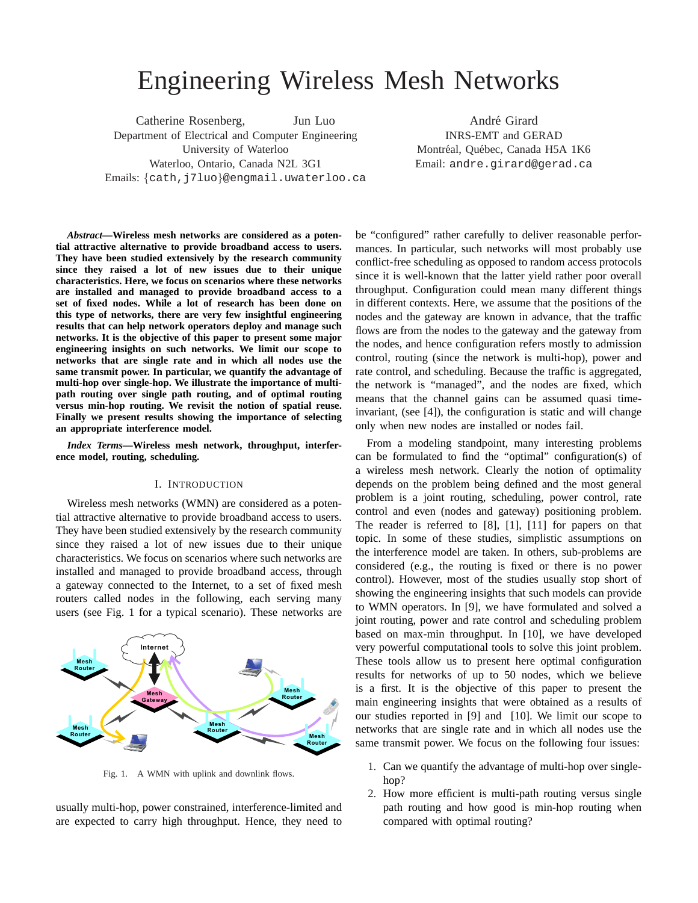# Engineering Wireless Mesh Networks

Catherine Rosenberg, Jun Luo
Department of Electrical and Computer Engineering
University of Waterloo
Waterloo, Ontario, Canada N2L 3G1
Emails: {cath,j7luo}@engmail.uwaterloo.ca

André Girard
INRS-EMT and GERAD
Montréal, Québec, Canada H5A 1K6
Email: andre.girard@gerad.ca

***Abstract*—Wireless mesh networks are considered as a potential attractive alternative to provide broadband access to users. They have been studied extensively by the research community since they raised a lot of new issues due to their unique characteristics. Here, we focus on scenarios where these networks are installed and managed to provide broadband access to a set of fixed nodes. While a lot of research has been done on this type of networks, there are very few insightful engineering results that can help network operators deploy and manage such networks. It is the objective of this paper to present some major engineering insights on such networks. We limit our scope to networks that are single rate and in which all nodes use the same transmit power. In particular, we quantify the advantage of multi-hop over single-hop. We illustrate the importance of multi-path routing over single path routing, and of optimal routing versus min-hop routing. We revisit the notion of spatial reuse. Finally we present results showing the importance of selecting an appropriate interference model.**

***Index Terms*—Wireless mesh network, throughput, interference model, routing, scheduling.**

## I. Introduction

Wireless mesh networks (WMN) are considered as a potential attractive alternative to provide broadband access to users. They have been studied extensively by the research community since they raised a lot of new issues due to their unique characteristics. We focus on scenarios where such networks are installed and managed to provide broadband access, through a gateway connected to the Internet, to a set of fixed mesh routers called nodes in the following, each serving many users (see Fig. 1 for a typical scenario). These networks are usually multi-hop, power constrained, interference-limited and are expected to carry high throughput. Hence, they need to be "configured" rather carefully to deliver reasonable performances. In particular, such networks will most probably use conflict-free scheduling as opposed to random access protocols since it is well-known that the latter yield rather poor overall throughput. Configuration could mean many different things in different contexts. Here, we assume that the positions of the nodes and the gateway are known in advance, that the traffic flows are from the nodes to the gateway and the gateway from the nodes, and hence configuration refers mostly to admission control, routing (since the network is multi-hop), power and rate control, and scheduling. Because the traffic is aggregated, the network is "managed", and the nodes are fixed, which means that the channel gains can be assumed quasi time-invariant, (see [4]), the configuration is static and will change only when new nodes are installed or nodes fail.

Fig. 1. A WMN with uplink and downlink flows.

From a modeling standpoint, many interesting problems can be formulated to find the "optimal" configuration(s) of a wireless mesh network. Clearly the notion of optimality depends on the problem being defined and the most general problem is a joint routing, scheduling, power control, rate control and even (nodes and gateway) positioning problem. The reader is referred to [8], [1], [11] for papers on that topic. In some of these studies, simplistic assumptions on the interference model are taken. In others, sub-problems are considered (e.g., the routing is fixed or there is no power control). However, most of the studies usually stop short of showing the engineering insights that such models can provide to WMN operators. In [9], we have formulated and solved a joint routing, power and rate control and scheduling problem based on max-min throughput. In [10], we have developed very powerful computational tools to solve this joint problem. These tools allow us to present here optimal configuration results for networks of up to 50 nodes, which we believe is a first. It is the objective of this paper to present the main engineering insights that were obtained as a results of our studies reported in [9] and [10]. We limit our scope to networks that are single rate and in which all nodes use the same transmit power. We focus on the following four issues:

1. Can we quantify the advantage of multi-hop over single-hop?
2. How more efficient is multi-path routing versus single path routing and how good is min-hop routing when compared with optimal routing?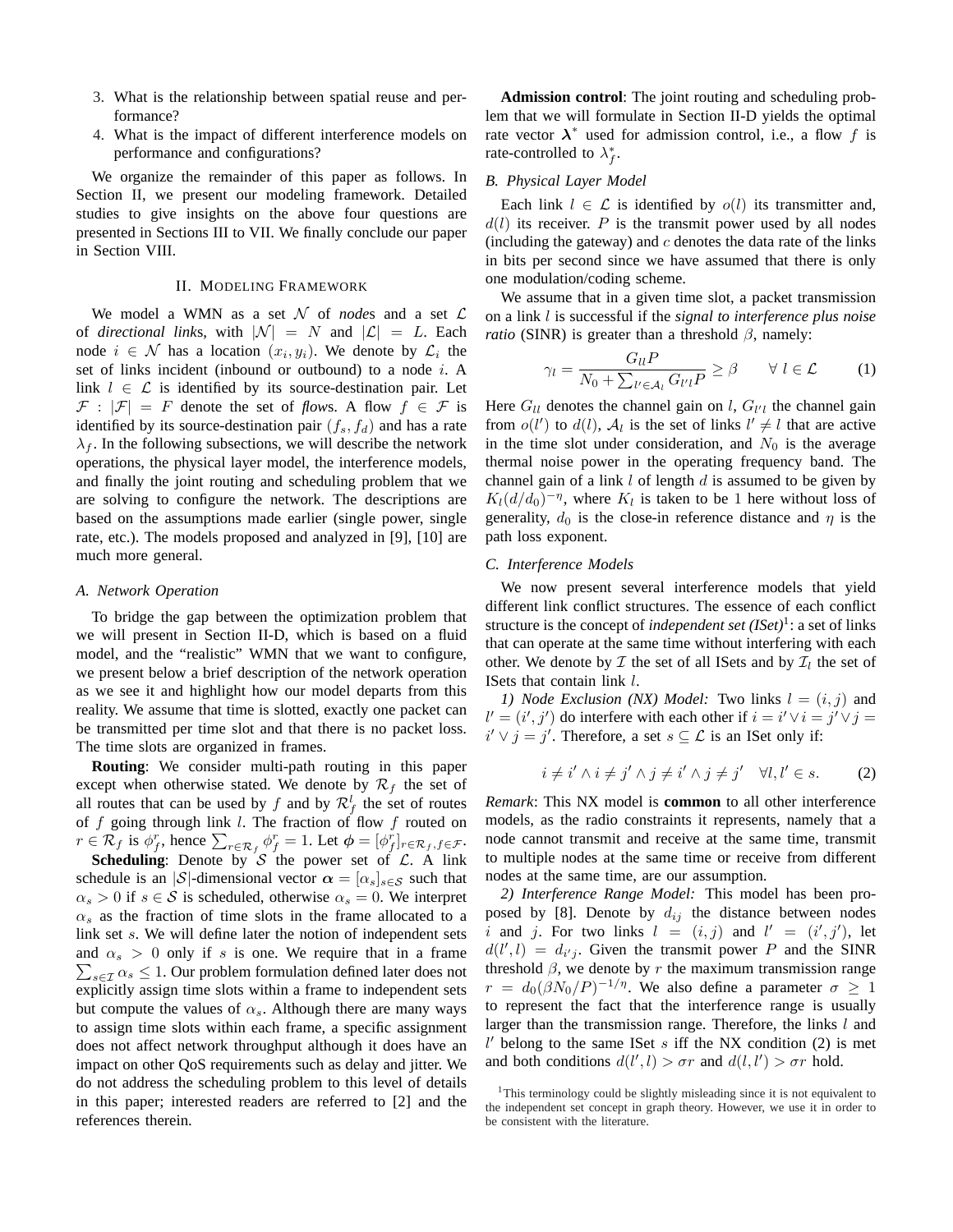3. What is the relationship between spatial reuse and performance?
4. What is the impact of different interference models on performance and configurations?

We organize the remainder of this paper as follows. In Section II, we present our modeling framework. Detailed studies to give insights on the above four questions are presented in Sections III to VII. We finally conclude our paper in Section VIII.

## II. Modeling Framework

We model a WMN as a set $\mathcal{N}$ of *node*s and a set $\mathcal{L}$ of *directional link*s, with $|\mathcal{N}| = N$ and $|\mathcal{L}| = L$. Each node $i \in \mathcal{N}$ has a location $(x_i, y_i)$. We denote by $\mathcal{L}_i$ the set of links incident (inbound or outbound) to a node $i$. A link $l \in \mathcal{L}$ is identified by its source-destination pair. Let $\mathcal{F} : |\mathcal{F}| = F$ denote the set of *flow*s. A flow $f \in \mathcal{F}$ is identified by its source-destination pair $(f_s, f_d)$ and has a rate $\lambda_f$. In the following subsections, we will describe the network operations, the physical layer model, the interference models, and finally the joint routing and scheduling problem that we are solving to configure the network. The descriptions are based on the assumptions made earlier (single power, single rate, etc.). The models proposed and analyzed in [9], [10] are much more general.

### A. Network Operation

To bridge the gap between the optimization problem that we will present in Section II-D, which is based on a fluid model, and the "realistic" WMN that we want to configure, we present below a brief description of the network operation as we see it and highlight how our model departs from this reality. We assume that time is slotted, exactly one packet can be transmitted per time slot and that there is no packet loss. The time slots are organized in frames.

**Routing**: We consider multi-path routing in this paper except when otherwise stated. We denote by $\mathcal{R}_f$ the set of all routes that can be used by $f$ and by $\mathcal{R}_f^l$ the set of routes of $f$ going through link $l$. The fraction of flow $f$ routed on $r \in \mathcal{R}_f$ is $\phi_f^r$, hence $\sum_{r \in \mathcal{R}_f} \phi_f^r = 1$. Let $\boldsymbol{\phi} = [\phi_f^r]_{r \in \mathcal{R}_f, f \in \mathcal{F}}$.

**Scheduling**: Denote by $\mathcal{S}$ the power set of $\mathcal{L}$. A link schedule is an $|\mathcal{S}|$-dimensional vector $\boldsymbol{\alpha} = [\alpha_s]_{s \in \mathcal{S}}$ such that $\alpha_s > 0$ if $s \in \mathcal{S}$ is scheduled, otherwise $\alpha_s = 0$. We interpret $\alpha_s$ as the fraction of time slots in the frame allocated to a link set $s$. We will define later the notion of independent sets and $\alpha_s > 0$ only if $s$ is one. We require that in a frame $\sum_{s \in \mathcal{I}} \alpha_s \leq 1$. Our problem formulation defined later does not explicitly assign time slots within a frame to independent sets but compute the values of $\alpha_s$. Although there are many ways to assign time slots within each frame, a specific assignment does not affect network throughput although it does have an impact on other QoS requirements such as delay and jitter. We do not address the scheduling problem to this level of details in this paper; interested readers are referred to [2] and the references therein.

**Admission control**: The joint routing and scheduling problem that we will formulate in Section II-D yields the optimal rate vector $\boldsymbol{\lambda}^*$ used for admission control, i.e., a flow $f$ is rate-controlled to $\lambda_f^*$.

### B. Physical Layer Model

Each link $l \in \mathcal{L}$ is identified by $o(l)$ its transmitter and, $d(l)$ its receiver. $P$ is the transmit power used by all nodes (including the gateway) and $c$ denotes the data rate of the links in bits per second since we have assumed that there is only one modulation/coding scheme.

We assume that in a given time slot, a packet transmission on a link $l$ is successful if the *signal to interference plus noise ratio* (SINR) is greater than a threshold $\beta$, namely:

$$\gamma_l = \frac{G_{ll} P}{N_0 + \sum_{l' \in \mathcal{A}_l} G_{l'l} P} \geq \beta \qquad \forall\, l \in \mathcal{L} \tag{1}$$

Here $G_{ll}$ denotes the channel gain on $l$, $G_{l'l}$ the channel gain from $o(l')$ to $d(l)$, $\mathcal{A}_l$ is the set of links $l' \neq l$ that are active in the time slot under consideration, and $N_0$ is the average thermal noise power in the operating frequency band. The channel gain of a link $l$ of length $d$ is assumed to be given by $K_l(d/d_0)^{-\eta}$, where $K_l$ is taken to be 1 here without loss of generality, $d_0$ is the close-in reference distance and $\eta$ is the path loss exponent.

### C. Interference Models

We now present several interference models that yield different link conflict structures. The essence of each conflict structure is the concept of *independent set (ISet)*[1]: a set of links that can operate at the same time without interfering with each other. We denote by $\mathcal{I}$ the set of all ISets and by $\mathcal{I}_l$ the set of ISets that contain link $l$.

*1) Node Exclusion (NX) Model:* Two links $l = (i, j)$ and $l' = (i', j')$ do interfere with each other if $i = i' \vee i = j' \vee j = i' \vee j = j'$. Therefore, a set $s \subseteq \mathcal{L}$ is an ISet only if:

$$i \neq i' \wedge i \neq j' \wedge j \neq i' \wedge j \neq j' \quad \forall l, l' \in s. \tag{2}$$

*Remark*: This NX model is **common** to all other interference models, as the radio constraints it represents, namely that a node cannot transmit and receive at the same time, transmit to multiple nodes at the same time or receive from different nodes at the same time, are our assumption.

*2) Interference Range Model:* This model has been proposed by [8]. Denote by $d_{ij}$ the distance between nodes $i$ and $j$. For two links $l = (i, j)$ and $l' = (i', j')$, let $d(l', l) = d_{i'j}$. Given the transmit power $P$ and the SINR threshold $\beta$, we denote by $r$ the maximum transmission range $r = d_0(\beta N_0/P)^{-1/\eta}$. We also define a parameter $\sigma \geq 1$ to represent the fact that the interference range is usually larger than the transmission range. Therefore, the links $l$ and $l'$ belong to the same ISet $s$ iff the NX condition (2) is met and both conditions $d(l', l) > \sigma r$ and $d(l, l') > \sigma r$ hold.

[1] This terminology could be slightly misleading since it is not equivalent to the independent set concept in graph theory. However, we use it in order to be consistent with the literature.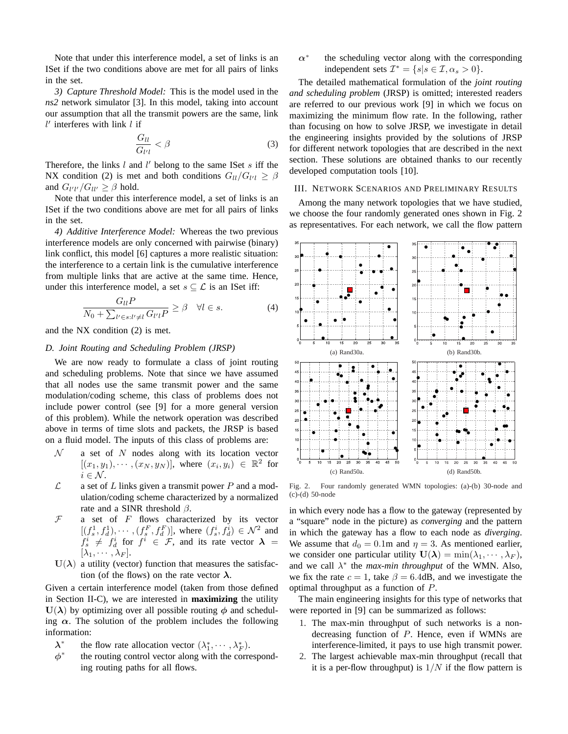Note that under this interference model, a set of links is an ISet if the two conditions above are met for all pairs of links in the set.

*3) Capture Threshold Model:* This is the model used in the *ns2* network simulator [3]. In this model, taking into account our assumption that all the transmit powers are the same, link $l'$ interferes with link $l$ if

$$\frac{G_{ll}}{G_{l'l}} < \beta \tag{3}$$

Therefore, the links $l$ and $l'$ belong to the same ISet $s$ iff the NX condition (2) is met and both conditions $G_{ll}/G_{l'l} \geq \beta$ and $G_{l'l'}/G_{ll'} \geq \beta$ hold.

Note that under this interference model, a set of links is an ISet if the two conditions above are met for all pairs of links in the set.

*4) Additive Interference Model:* Whereas the two previous interference models are only concerned with pairwise (binary) link conflict, this model [6] captures a more realistic situation: the interference to a certain link is the cumulative interference from multiple links that are active at the same time. Hence, under this interference model, a set $s \subseteq \mathcal{L}$ is an ISet iff:

$$\frac{G_{ll}P}{N_0 + \sum_{l' \in s: l' \neq l} G_{l'l}P} \geq \beta \quad \forall l \in s. \tag{4}$$

and the NX condition (2) is met.

### D. Joint Routing and Scheduling Problem (JRSP)

We are now ready to formulate a class of joint routing and scheduling problems. Note that since we have assumed that all nodes use the same transmit power and the same modulation/coding scheme, this class of problems does not include power control (see [9] for a more general version of this problem). While the network operation was described above in terms of time slots and packets, the JRSP is based on a fluid model. The inputs of this class of problems are:

- $\mathcal{N}$ a set of $N$ nodes along with its location vector $[(x_1, y_1), \cdots, (x_N, y_N)]$, where $(x_i, y_i) \in \mathbb{R}^2$ for $i \in \mathcal{N}$.
- $\mathcal{L}$ a set of $L$ links given a transmit power $P$ and a modulation/coding scheme characterized by a normalized rate and a SINR threshold $\beta$.
- $\mathcal{F}$ a set of $F$ flows characterized by its vector $[(f_s^1, f_d^1), \cdots, (f_s^F, f_d^F)]$, where $(f_s^i, f_d^i) \in \mathcal{N}^2$ and $f_s^i \neq f_d^i$ for $f^i \in \mathcal{F}$, and its rate vector $\boldsymbol{\lambda} = [\lambda_1, \cdots, \lambda_F]$.
- $\mathbf{U}(\boldsymbol{\lambda})$ a utility (vector) function that measures the satisfaction (of the flows) on the rate vector $\boldsymbol{\lambda}$.

Given a certain interference model (taken from those defined in Section II-C), we are interested in **maximizing** the utility $\mathbf{U}(\boldsymbol{\lambda})$ by optimizing over all possible routing $\phi$ and scheduling $\boldsymbol{\alpha}$. The solution of the problem includes the following information:

- $\boldsymbol{\lambda}^*$ the flow rate allocation vector $(\lambda_1^*, \cdots, \lambda_F^*)$.
- $\phi^*$ the routing control vector along with the corresponding routing paths for all flows.
- $\boldsymbol{\alpha}^*$ the scheduling vector along with the corresponding independent sets $\mathcal{I}^* = \{s | s \in \mathcal{I}, \alpha_s > 0\}$.

The detailed mathematical formulation of the *joint routing and scheduling problem* (JRSP) is omitted; interested readers are referred to our previous work [9] in which we focus on maximizing the minimum flow rate. In the following, rather than focusing on how to solve JRSP, we investigate in detail the engineering insights provided by the solutions of JRSP for different network topologies that are described in the next section. These solutions are obtained thanks to our recently developed computation tools [10].

## III. Network Scenarios and Preliminary Results

Among the many network topologies that we have studied, we choose the four randomly generated ones shown in Fig. 2 as representatives. For each network, we call the flow pattern in which every node has a flow to the gateway (represented by a "square" node in the picture) as *converging* and the pattern in which the gateway has a flow to each node as *diverging*. We assume that $d_0 = 0.1$m and $\eta = 3$. As mentioned earlier, we consider one particular utility $\mathbf{U}(\boldsymbol{\lambda}) = \min(\lambda_1, \cdots, \lambda_F)$, and we call $\lambda^*$ the *max-min throughput* of the WMN. Also, we fix the rate $c = 1$, take $\beta = 6.4$dB, and we investigate the optimal throughput as a function of $P$.

(a) Rand30a. (b) Rand30b. (c) Rand50a. (d) Rand50b.

Fig. 2. Four randomly generated WMN topologies: (a)-(b) 30-node and (c)-(d) 50-node

The main engineering insights for this type of networks that were reported in [9] can be summarized as follows:

1. The max-min throughput of such networks is a non-decreasing function of $P$. Hence, even if WMNs are interference-limited, it pays to use high transmit power.
2. The largest achievable max-min throughput (recall that it is a per-flow throughput) is $1/N$ if the flow pattern is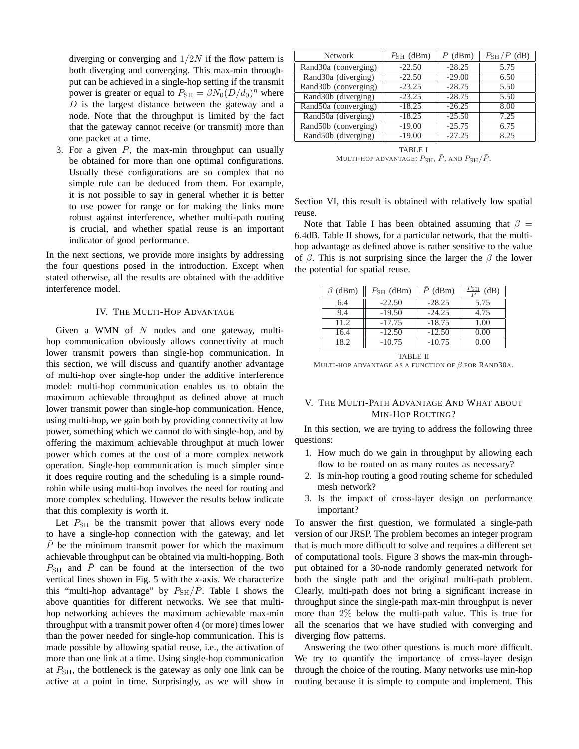diverging or converging and $1/2N$ if the flow pattern is both diverging and converging. This max-min throughput can be achieved in a single-hop setting if the transmit power is greater or equal to $P_{\mathrm{SH}} = \beta N_0 (D/d_0)^\eta$ where $D$ is the largest distance between the gateway and a node. Note that the throughput is limited by the fact that the gateway cannot receive (or transmit) more than one packet at a time.

3. For a given $P$, the max-min throughput can usually be obtained for more than one optimal configurations. Usually these configurations are so complex that no simple rule can be deduced from them. For example, it is not possible to say in general whether it is better to use power for range or for making the links more robust against interference, whether multi-path routing is crucial, and whether spatial reuse is an important indicator of good performance.

In the next sections, we provide more insights by addressing the four questions posed in the introduction. Except when stated otherwise, all the results are obtained with the additive interference model.

## IV. The Multi-Hop Advantage

Given a WMN of $N$ nodes and one gateway, multi-hop communication obviously allows connectivity at much lower transmit powers than single-hop communication. In this section, we will discuss and quantify another advantage of multi-hop over single-hop under the additive interference model: multi-hop communication enables us to obtain the maximum achievable throughput as defined above at much lower transmit power than single-hop communication. Hence, using multi-hop, we gain both by providing connectivity at low power, something which we cannot do with single-hop, and by offering the maximum achievable throughput at much lower power which comes at the cost of a more complex network operation. Single-hop communication is much simpler since it does require routing and the scheduling is a simple round-robin while using multi-hop involves the need for routing and more complex scheduling. However the results below indicate that this complexity is worth it.

Let $P_{\mathrm{SH}}$ be the transmit power that allows every node to have a single-hop connection with the gateway, and let $\bar{P}$ be the minimum transmit power for which the maximum achievable throughput can be obtained via multi-hopping. Both $P_{\mathrm{SH}}$ and $\bar{P}$ can be found at the intersection of the two vertical lines shown in Fig. 5 with the *x*-axis. We characterize this "multi-hop advantage" by $P_{\mathrm{SH}}/\bar{P}$. Table I shows the above quantities for different networks. We see that multi-hop networking achieves the maximum achievable max-min throughput with a transmit power often 4 (or more) times lower than the power needed for single-hop communication. This is made possible by allowing spatial reuse, i.e., the activation of more than one link at a time. Using single-hop communication at $P_{\mathrm{SH}}$, the bottleneck is the gateway as only one link can be active at a point in time. Surprisingly, as we will show in Section VI, this result is obtained with relatively low spatial reuse.

| Network | $P_{\mathrm{SH}}$ (dBm) | $\bar{P}$ (dBm) | $P_{\mathrm{SH}}/\bar{P}$ (dB) |
|---|---|---|---|
| Rand30a (converging) | -22.50 | -28.25 | 5.75 |
| Rand30a (diverging) | -22.50 | -29.00 | 6.50 |
| Rand30b (converging) | -23.25 | -28.75 | 5.50 |
| Rand30b (diverging) | -23.25 | -28.75 | 5.50 |
| Rand50a (converging) | -18.25 | -26.25 | 8.00 |
| Rand50a (diverging) | -18.25 | -25.50 | 7.25 |
| Rand50b (converging) | -19.00 | -25.75 | 6.75 |
| Rand50b (diverging) | -19.00 | -27.25 | 8.25 |

TABLE I
MULTI-HOP ADVANTAGE: $P_{\mathrm{SH}}$, $\bar{P}$, AND $P_{\mathrm{SH}}/\bar{P}$.

Note that Table I has been obtained assuming that $\beta = 6.4$dB. Table II shows, for a particular network, that the multi-hop advantage as defined above is rather sensitive to the value of $\beta$. This is not surprising since the larger the $\beta$ the lower the potential for spatial reuse.

| $\beta$ (dBm) | $P_{\mathrm{SH}}$ (dBm) | $\bar{P}$ (dBm) | $\frac{P_{\mathrm{SH}}}{\bar{P}}$ (dB) |
|---|---|---|---|
| 6.4 | -22.50 | -28.25 | 5.75 |
| 9.4 | -19.50 | -24.25 | 4.75 |
| 11.2 | -17.75 | -18.75 | 1.00 |
| 16.4 | -12.50 | -12.50 | 0.00 |
| 18.2 | -10.75 | -10.75 | 0.00 |

TABLE II
MULTI-HOP ADVANTAGE AS A FUNCTION OF $\beta$ FOR RAND30A.

## V. The Multi-Path Advantage And What about Min-Hop Routing?

In this section, we are trying to address the following three questions:

1. How much do we gain in throughput by allowing each flow to be routed on as many routes as necessary?
2. Is min-hop routing a good routing scheme for scheduled mesh network?
3. Is the impact of cross-layer design on performance important?

To answer the first question, we formulated a single-path version of our JRSP. The problem becomes an integer program that is much more difficult to solve and requires a different set of computational tools. Figure 3 shows the max-min throughput obtained for a 30-node randomly generated network for both the single path and the original multi-path problem. Clearly, multi-path does not bring a significant increase in throughput since the single-path max-min throughput is never more than $2\%$ below the multi-path value. This is true for all the scenarios that we have studied with converging and diverging flow patterns.

Answering the two other questions is much more difficult. We try to quantify the importance of cross-layer design through the choice of the routing. Many networks use min-hop routing because it is simple to compute and implement. This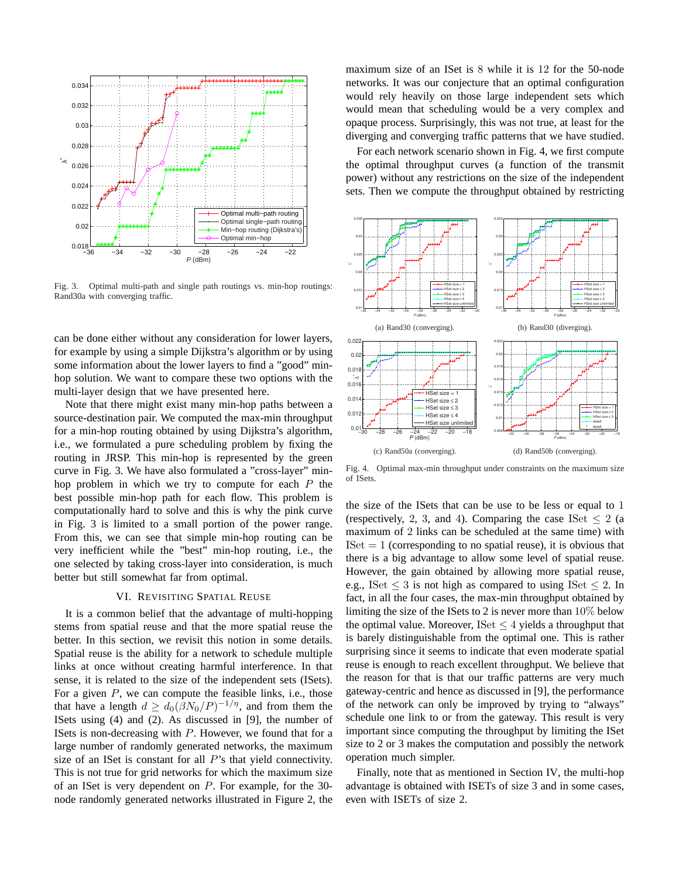Fig. 3. Optimal multi-path and single path routings vs. min-hop routings: Rand30a with converging traffic.

can be done either without any consideration for lower layers, for example by using a simple Dijkstra's algorithm or by using some information about the lower layers to find a "good" min-hop solution. We want to compare these two options with the multi-layer design that we have presented here.

Note that there might exist many min-hop paths between a source-destination pair. We computed the max-min throughput for a min-hop routing obtained by using Dijkstra's algorithm, i.e., we formulated a pure scheduling problem by fixing the routing in JRSP. This min-hop is represented by the green curve in Fig. 3. We have also formulated a "cross-layer" min-hop problem in which we try to compute for each $P$ the best possible min-hop path for each flow. This problem is computationally hard to solve and this is why the pink curve in Fig. 3 is limited to a small portion of the power range. From this, we can see that simple min-hop routing can be very inefficient while the "best" min-hop routing, i.e., the one selected by taking cross-layer into consideration, is much better but still somewhat far from optimal.

## VI. Revisiting Spatial Reuse

It is a common belief that the advantage of multi-hopping stems from spatial reuse and that the more spatial reuse the better. In this section, we revisit this notion in some details. Spatial reuse is the ability for a network to schedule multiple links at once without creating harmful interference. In that sense, it is related to the size of the independent sets (ISets). For a given $P$, we can compute the feasible links, i.e., those that have a length $d \geq d_0(\beta N_0/P)^{-1/\eta}$, and from them the ISets using (4) and (2). As discussed in [9], the number of ISets is non-decreasing with $P$. However, we found that for a large number of randomly generated networks, the maximum size of an ISet is constant for all $P$'s that yield connectivity. This is not true for grid networks for which the maximum size of an ISet is very dependent on $P$. For example, for the 30-node randomly generated networks illustrated in Figure 2, the maximum size of an ISet is 8 while it is 12 for the 50-node networks. It was our conjecture that an optimal configuration would rely heavily on those large independent sets which would mean that scheduling would be a very complex and opaque process. Surprisingly, this was not true, at least for the diverging and converging traffic patterns that we have studied.

For each network scenario shown in Fig. 4, we first compute the optimal throughput curves (a function of the transmit power) without any restrictions on the size of the independent sets. Then we compute the throughput obtained by restricting

(a) Rand30 (converging). (b) Rand30 (diverging).

(c) Rand50a (converging). (d) Rand50b (converging).

Fig. 4. Optimal max-min throughput under constraints on the maximum size of ISets.

the size of the ISets that can be use to be less or equal to 1 (respectively, 2, 3, and 4). Comparing the case ISet $\leq 2$ (a maximum of 2 links can be scheduled at the same time) with ISet $= 1$ (corresponding to no spatial reuse), it is obvious that there is a big advantage to allow some level of spatial reuse. However, the gain obtained by allowing more spatial reuse, e.g., ISet $\leq 3$ is not high as compared to using ISet $\leq 2$. In fact, in all the four cases, the max-min throughput obtained by limiting the size of the ISets to 2 is never more than $10\%$ below the optimal value. Moreover, ISet $\leq 4$ yields a throughput that is barely distinguishable from the optimal one. This is rather surprising since it seems to indicate that even moderate spatial reuse is enough to reach excellent throughput. We believe that the reason for that is that our traffic patterns are very much gateway-centric and hence as discussed in [9], the performance of the network can only be improved by trying to "always" schedule one link to or from the gateway. This result is very important since computing the throughput by limiting the ISet size to 2 or 3 makes the computation and possibly the network operation much simpler.

Finally, note that as mentioned in Section IV, the multi-hop advantage is obtained with ISETs of size 3 and in some cases, even with ISETs of size 2.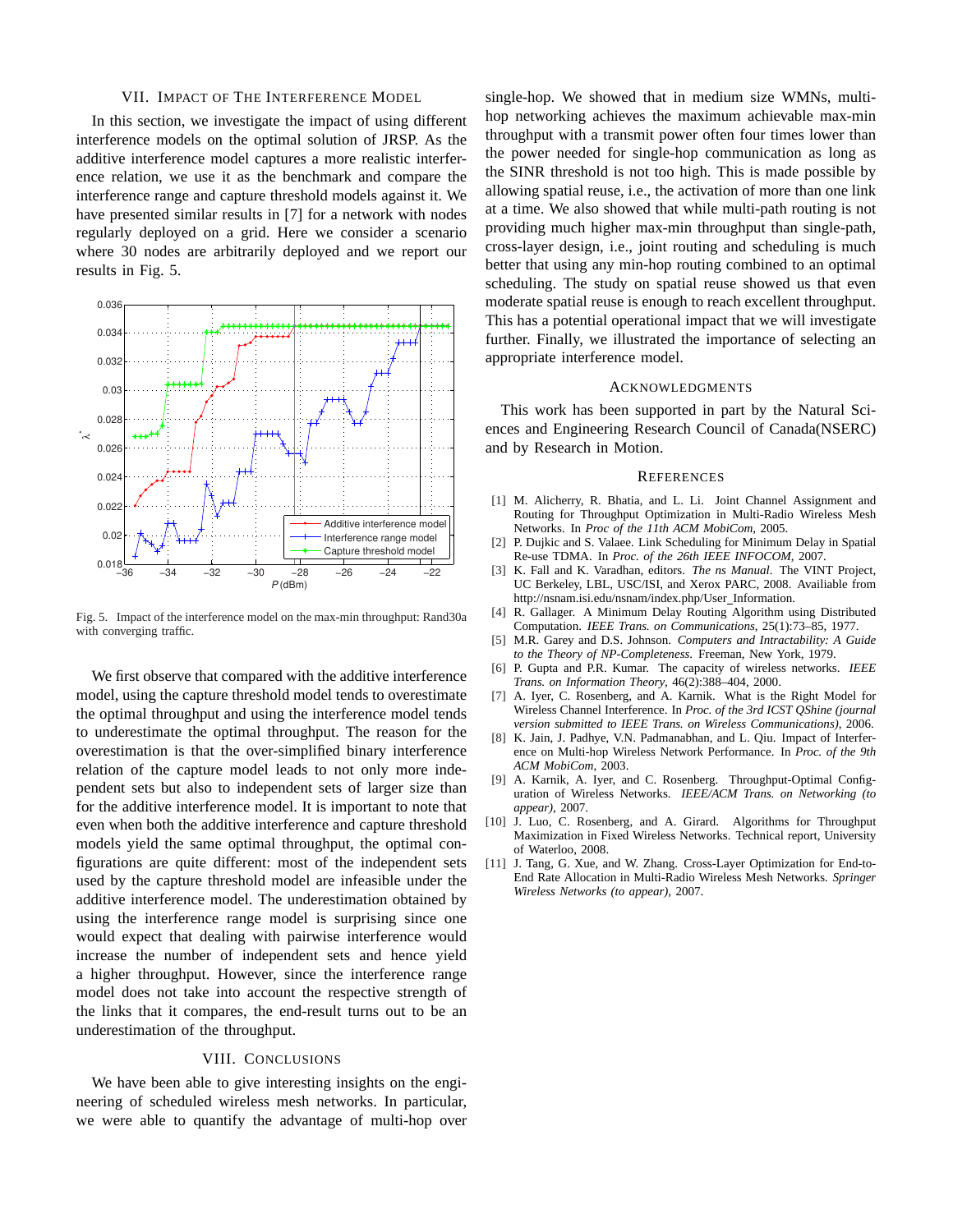## VII. Impact of the Interference Model

In this section, we investigate the impact of using different interference models on the optimal solution of JRSP. As the additive interference model captures a more realistic interference relation, we use it as the benchmark and compare the interference range and capture threshold models against it. We have presented similar results in [7] for a network with nodes regularly deployed on a grid. Here we consider a scenario where 30 nodes are arbitrarily deployed and we report our results in Fig. 5.

0.036
0.034
0.032
0.03
0.028
0.026
0.024
0.022
0.02
0.018
$\lambda^*$
−36 −34 −32 −30 −28 −26 −24 −22
$P$ (dBm)
Additive interference model
Interference range model
Capture threshold model

Fig. 5. Impact of the interference model on the max-min throughput: Rand30a with converging traffic.

We first observe that compared with the additive interference model, using the capture threshold model tends to overestimate the optimal throughput and using the interference model tends to underestimate the optimal throughput. The reason for the overestimation is that the over-simplified binary interference relation of the capture model leads to not only more independent sets but also to independent sets of larger size than for the additive interference model. It is important to note that even when both the additive interference and capture threshold models yield the same optimal throughput, the optimal configurations are quite different: most of the independent sets used by the capture threshold model are infeasible under the additive interference model. The underestimation obtained by using the interference range model is surprising since one would expect that dealing with pairwise interference would increase the number of independent sets and hence yield a higher throughput. However, since the interference range model does not take into account the respective strength of the links that it compares, the end-result turns out to be an underestimation of the throughput.

## VIII. Conclusions

We have been able to give interesting insights on the engineering of scheduled wireless mesh networks. In particular, we were able to quantify the advantage of multi-hop over single-hop. We showed that in medium size WMNs, multi-hop networking achieves the maximum achievable max-min throughput with a transmit power often four times lower than the power needed for single-hop communication as long as the SINR threshold is not too high. This is made possible by allowing spatial reuse, i.e., the activation of more than one link at a time. We also showed that while multi-path routing is not providing much higher max-min throughput than single-path, cross-layer design, i.e., joint routing and scheduling is much better that using any min-hop routing combined to an optimal scheduling. The study on spatial reuse showed us that even moderate spatial reuse is enough to reach excellent throughput. This has a potential operational impact that we will investigate further. Finally, we illustrated the importance of selecting an appropriate interference model.

## Acknowledgments

This work has been supported in part by the Natural Sciences and Engineering Research Council of Canada(NSERC) and by Research in Motion.

## References

[1] M. Alicherry, R. Bhatia, and L. Li. Joint Channel Assignment and Routing for Throughput Optimization in Multi-Radio Wireless Mesh Networks. In *Proc of the 11th ACM MobiCom*, 2005.

[2] P. Dujkic and S. Valaee. Link Scheduling for Minimum Delay in Spatial Re-use TDMA. In *Proc. of the 26th IEEE INFOCOM*, 2007.

[3] K. Fall and K. Varadhan, editors. *The ns Manual*. The VINT Project, UC Berkeley, LBL, USC/ISI, and Xerox PARC, 2008. Availiable from http://nsnam.isi.edu/nsnam/index.php/User_Information.

[4] R. Gallager. A Minimum Delay Routing Algorithm using Distributed Computation. *IEEE Trans. on Communications*, 25(1):73–85, 1977.

[5] M.R. Garey and D.S. Johnson. *Computers and Intractability: A Guide to the Theory of NP-Completeness*. Freeman, New York, 1979.

[6] P. Gupta and P.R. Kumar. The capacity of wireless networks. *IEEE Trans. on Information Theory*, 46(2):388–404, 2000.

[7] A. Iyer, C. Rosenberg, and A. Karnik. What is the Right Model for Wireless Channel Interference. In *Proc. of the 3rd ICST QShine (journal version submitted to IEEE Trans. on Wireless Communications)*, 2006.

[8] K. Jain, J. Padhye, V.N. Padmanabhan, and L. Qiu. Impact of Interference on Multi-hop Wireless Network Performance. In *Proc. of the 9th ACM MobiCom*, 2003.

[9] A. Karnik, A. Iyer, and C. Rosenberg. Throughput-Optimal Configuration of Wireless Networks. *IEEE/ACM Trans. on Networking (to appear)*, 2007.

[10] J. Luo, C. Rosenberg, and A. Girard. Algorithms for Throughput Maximization in Fixed Wireless Networks. Technical report, University of Waterloo, 2008.

[11] J. Tang, G. Xue, and W. Zhang. Cross-Layer Optimization for End-to-End Rate Allocation in Multi-Radio Wireless Mesh Networks. *Springer Wireless Networks (to appear)*, 2007.